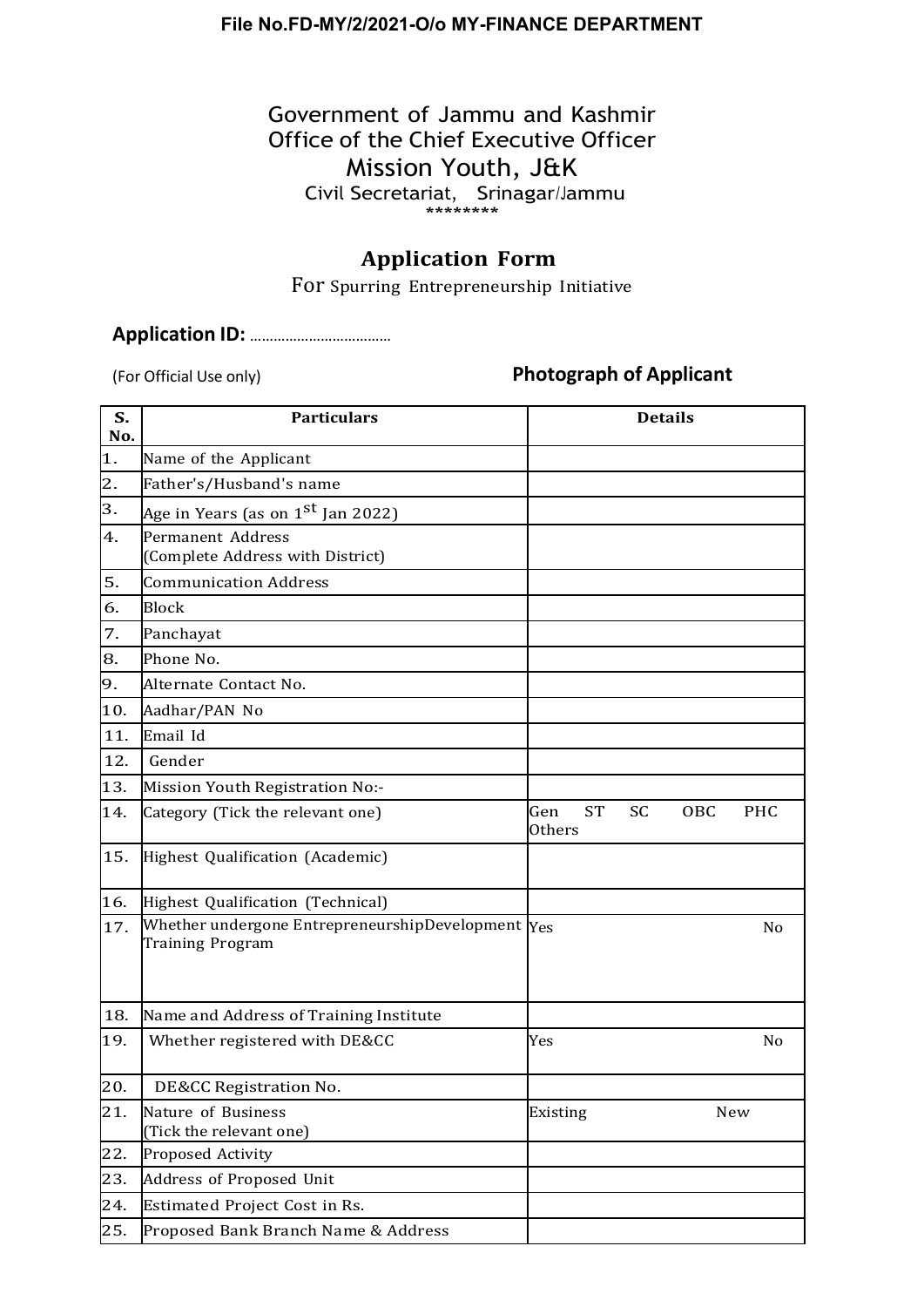File No.FD-MY/2/2021-O/o MY-FINANCE DEPARTMENT

# Government of Jammu and Kashmir
# Office of the Chief Executive Officer
# Mission Youth, J&K

Civil Secretariat, Srinagar/Jammu

********

## Application Form

For Spurring Entrepreneurship Initiative

**Application ID:** ………………………………

(For Official Use only)

**Photograph of Applicant**

| S. No. | Particulars | Details |
|---|---|---|
| 1. | Name of the Applicant | |
| 2. | Father's/Husband's name | |
| 3. | Age in Years (as on 1st Jan 2022) | |
| 4. | Permanent Address (Complete Address with District) | |
| 5. | Communication Address | |
| 6. | Block | |
| 7. | Panchayat | |
| 8. | Phone No. | |
| 9. | Alternate Contact No. | |
| 10. | Aadhar/PAN No | |
| 11. | Email Id | |
| 12. | Gender | |
| 13. | Mission Youth Registration No:- | |
| 14. | Category (Tick the relevant one) | Gen ST SC OBC PHC Others |
| 15. | Highest Qualification (Academic) | |
| 16. | Highest Qualification (Technical) | |
| 17. | Whether undergone EntrepreneurshipDevelopment Training Program | Yes No |
| 18. | Name and Address of Training Institute | |
| 19. | Whether registered with DE&CC | Yes No |
| 20. | DE&CC Registration No. | |
| 21. | Nature of Business (Tick the relevant one) | Existing New |
| 22. | Proposed Activity | |
| 23. | Address of Proposed Unit | |
| 24. | Estimated Project Cost in Rs. | |
| 25. | Proposed Bank Branch Name & Address | |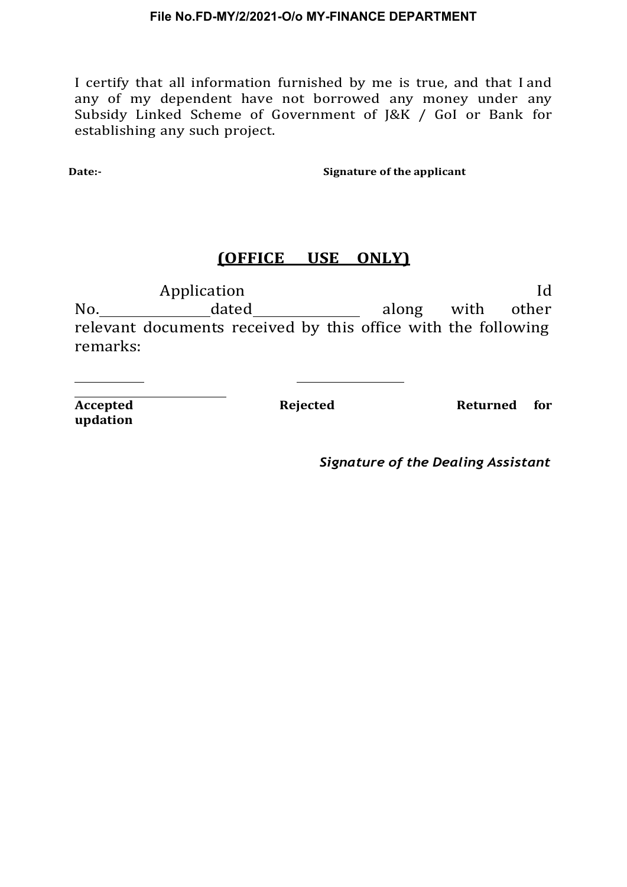I certify that all information furnished by me is true, and that I and any of my dependent have not borrowed any money under any Subsidy Linked Scheme of Government of J&K / GoI or Bank for establishing any such project.

**Date:-** **Signature of the applicant**

## (OFFICE USE ONLY)

Application Id No.______________dated______________ along with other relevant documents received by this office with the following remarks:

__________ ______________ ______________________

**Accepted** **Rejected** **Returned for updation**

***Signature of the Dealing Assistant***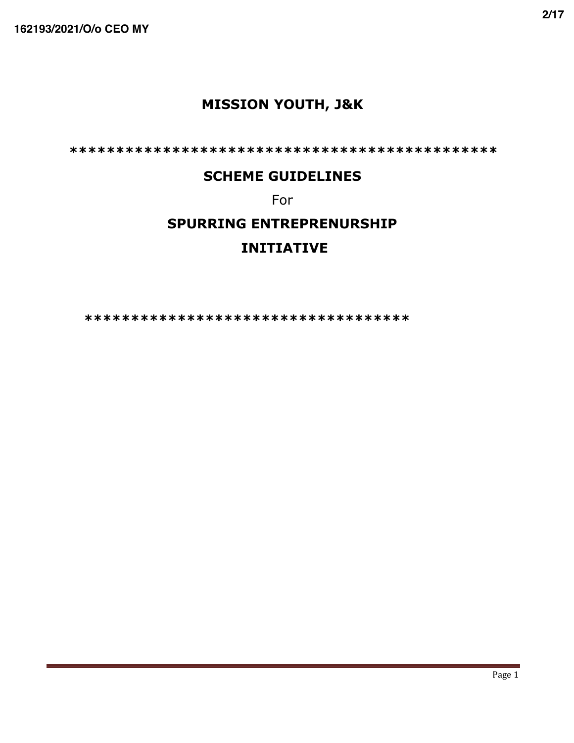# MISSION YOUTH, J&K

***********************************************

## SCHEME GUIDELINES

For

## SPURRING ENTREPRENURSHIP

## INITIATIVE

************************************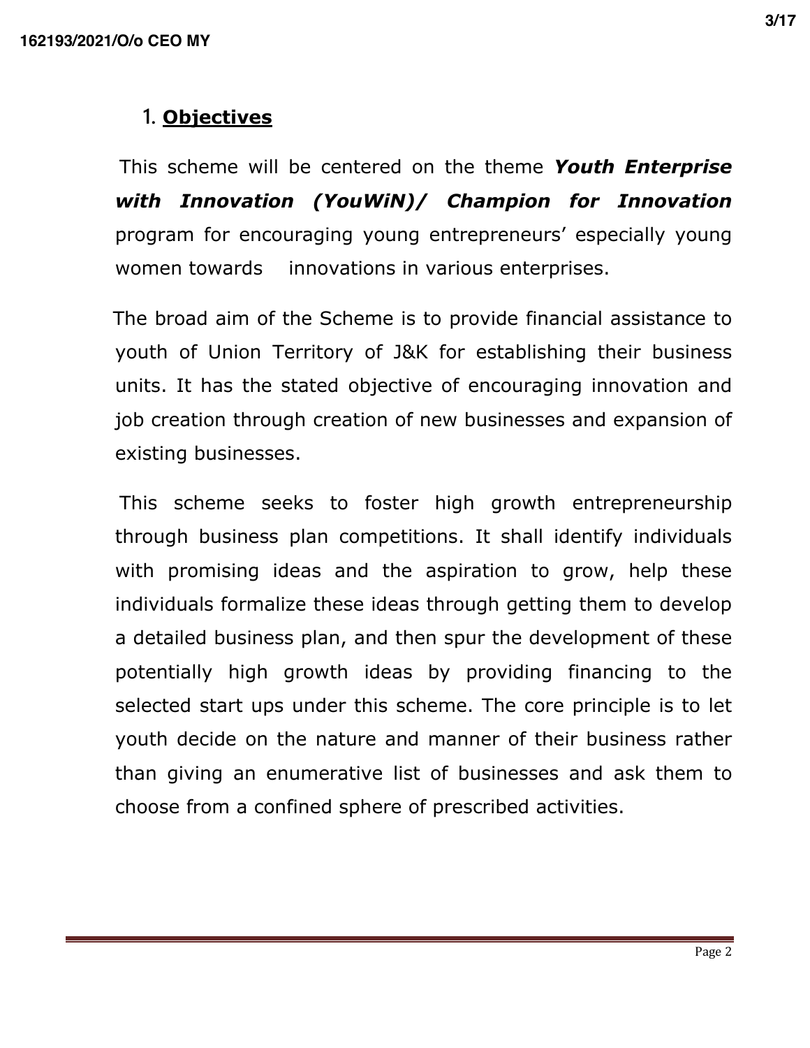## 1. **Objectives**

This scheme will be centered on the theme ***Youth Enterprise with Innovation (YouWiN)/ Champion for Innovation*** program for encouraging young entrepreneurs' especially young women towards innovations in various enterprises.

The broad aim of the Scheme is to provide financial assistance to youth of Union Territory of J&K for establishing their business units. It has the stated objective of encouraging innovation and job creation through creation of new businesses and expansion of existing businesses.

This scheme seeks to foster high growth entrepreneurship through business plan competitions. It shall identify individuals with promising ideas and the aspiration to grow, help these individuals formalize these ideas through getting them to develop a detailed business plan, and then spur the development of these potentially high growth ideas by providing financing to the selected start ups under this scheme. The core principle is to let youth decide on the nature and manner of their business rather than giving an enumerative list of businesses and ask them to choose from a confined sphere of prescribed activities.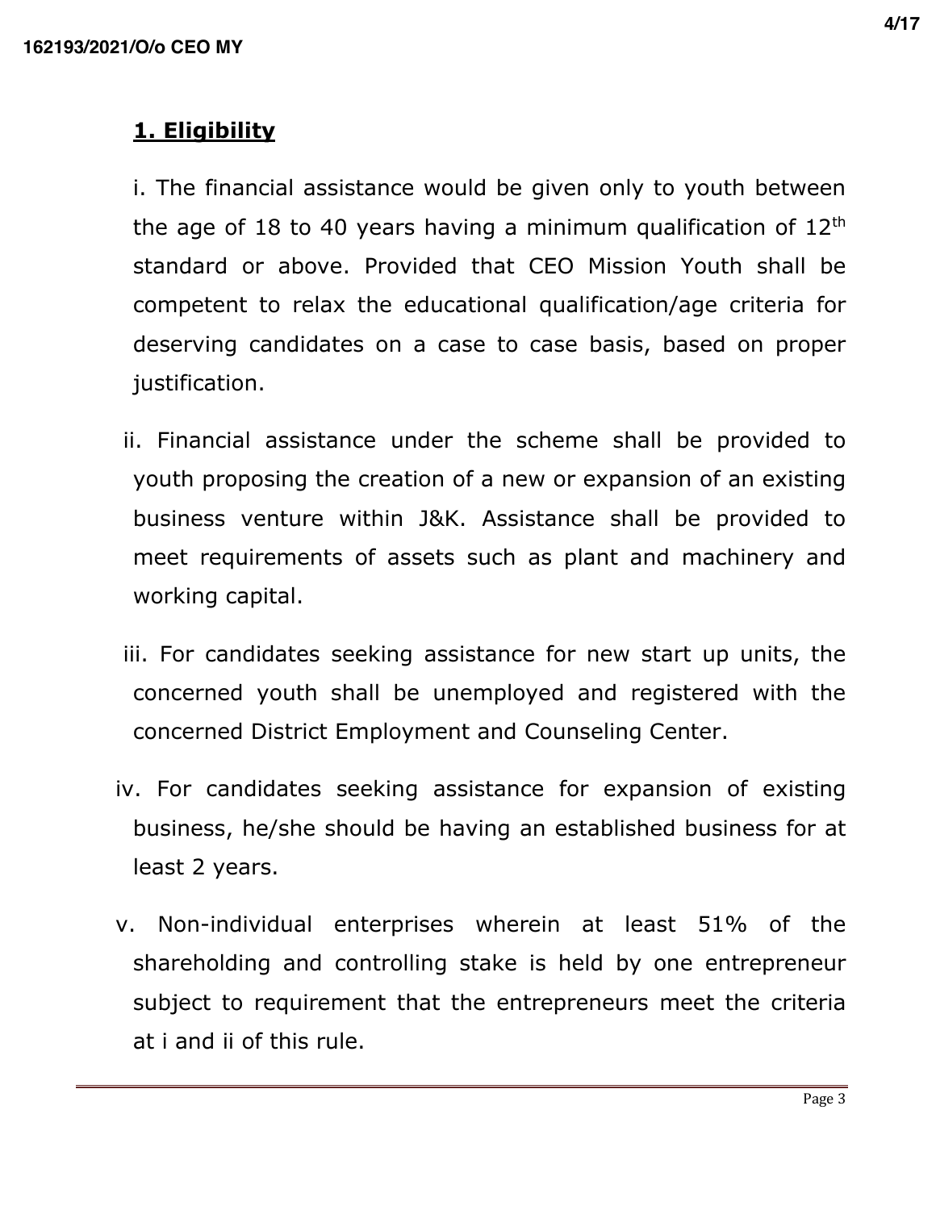## 1. Eligibility

i. The financial assistance would be given only to youth between the age of 18 to 40 years having a minimum qualification of 12th standard or above. Provided that CEO Mission Youth shall be competent to relax the educational qualification/age criteria for deserving candidates on a case to case basis, based on proper justification.

ii. Financial assistance under the scheme shall be provided to youth proposing the creation of a new or expansion of an existing business venture within J&K. Assistance shall be provided to meet requirements of assets such as plant and machinery and working capital.

iii. For candidates seeking assistance for new start up units, the concerned youth shall be unemployed and registered with the concerned District Employment and Counseling Center.

iv. For candidates seeking assistance for expansion of existing business, he/she should be having an established business for at least 2 years.

v. Non-individual enterprises wherein at least 51% of the shareholding and controlling stake is held by one entrepreneur subject to requirement that the entrepreneurs meet the criteria at i and ii of this rule.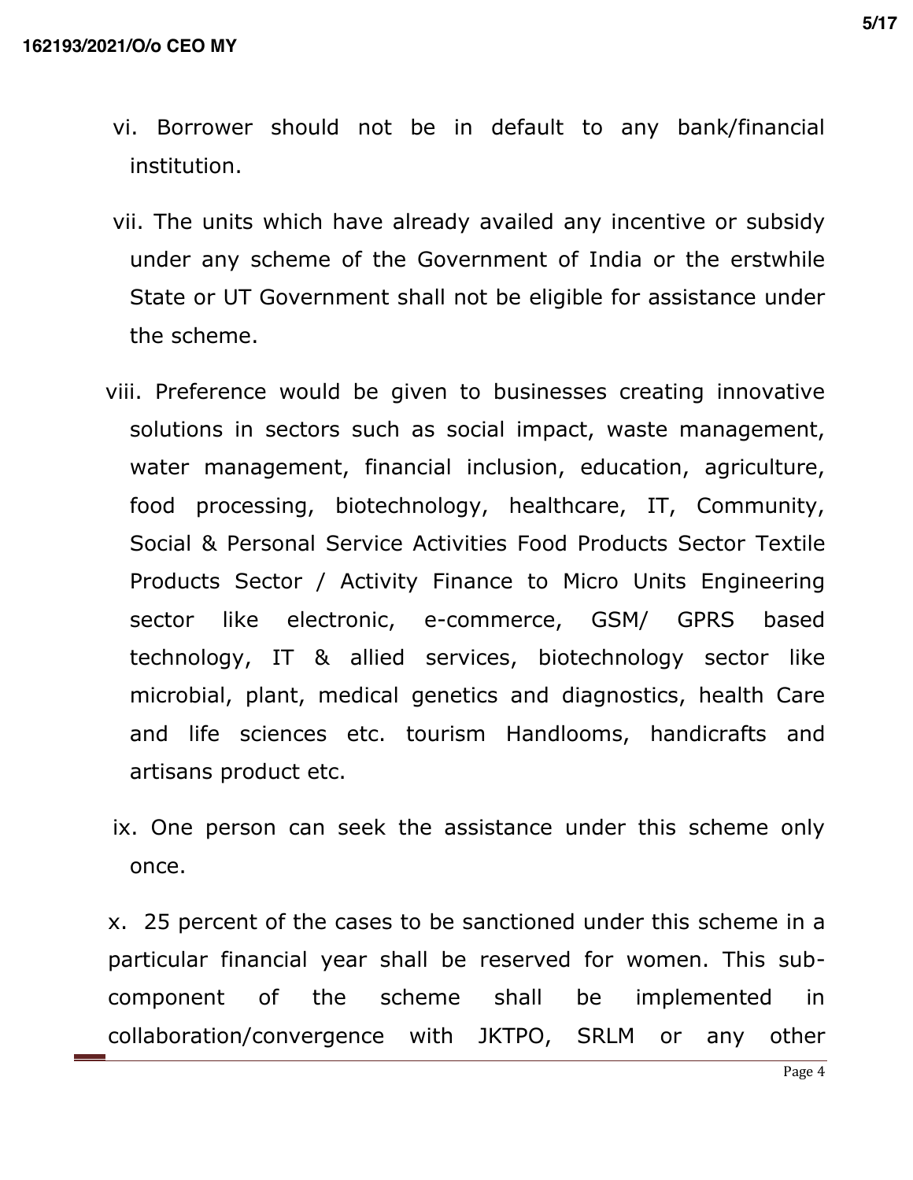vi. Borrower should not be in default to any bank/financial institution.

vii. The units which have already availed any incentive or subsidy under any scheme of the Government of India or the erstwhile State or UT Government shall not be eligible for assistance under the scheme.

viii. Preference would be given to businesses creating innovative solutions in sectors such as social impact, waste management, water management, financial inclusion, education, agriculture, food processing, biotechnology, healthcare, IT, Community, Social & Personal Service Activities Food Products Sector Textile Products Sector / Activity Finance to Micro Units Engineering sector like electronic, e-commerce, GSM/ GPRS based technology, IT & allied services, biotechnology sector like microbial, plant, medical genetics and diagnostics, health Care and life sciences etc. tourism Handlooms, handicrafts and artisans product etc.

ix. One person can seek the assistance under this scheme only once.

x. 25 percent of the cases to be sanctioned under this scheme in a particular financial year shall be reserved for women. This sub-component of the scheme shall be implemented in collaboration/convergence with JKTPO, SRLM or any other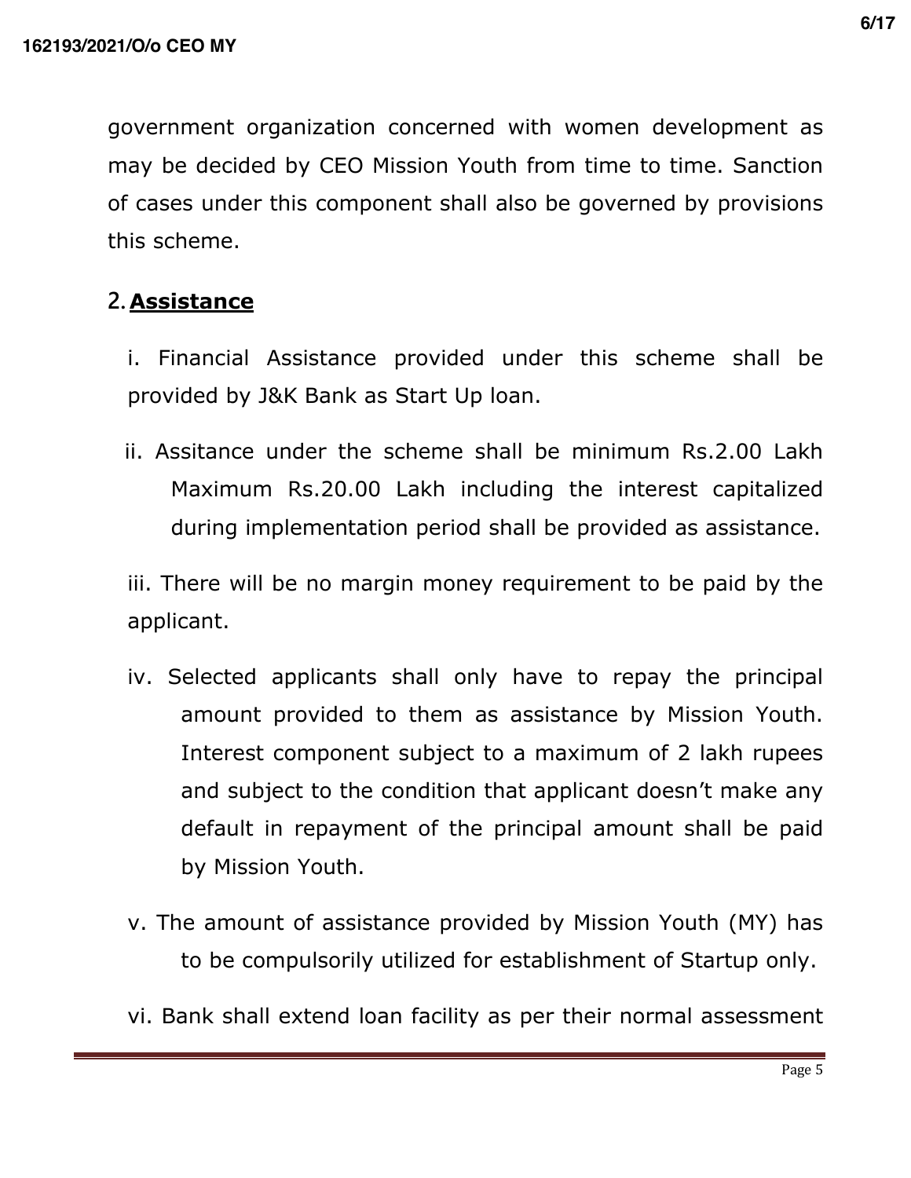government organization concerned with women development as may be decided by CEO Mission Youth from time to time. Sanction of cases under this component shall also be governed by provisions this scheme.

## 2. **Assistance**

i. Financial Assistance provided under this scheme shall be provided by J&K Bank as Start Up loan.

ii. Assitance under the scheme shall be minimum Rs.2.00 Lakh Maximum Rs.20.00 Lakh including the interest capitalized during implementation period shall be provided as assistance.

iii. There will be no margin money requirement to be paid by the applicant.

iv. Selected applicants shall only have to repay the principal amount provided to them as assistance by Mission Youth. Interest component subject to a maximum of 2 lakh rupees and subject to the condition that applicant doesn't make any default in repayment of the principal amount shall be paid by Mission Youth.

v. The amount of assistance provided by Mission Youth (MY) has to be compulsorily utilized for establishment of Startup only.

vi. Bank shall extend loan facility as per their normal assessment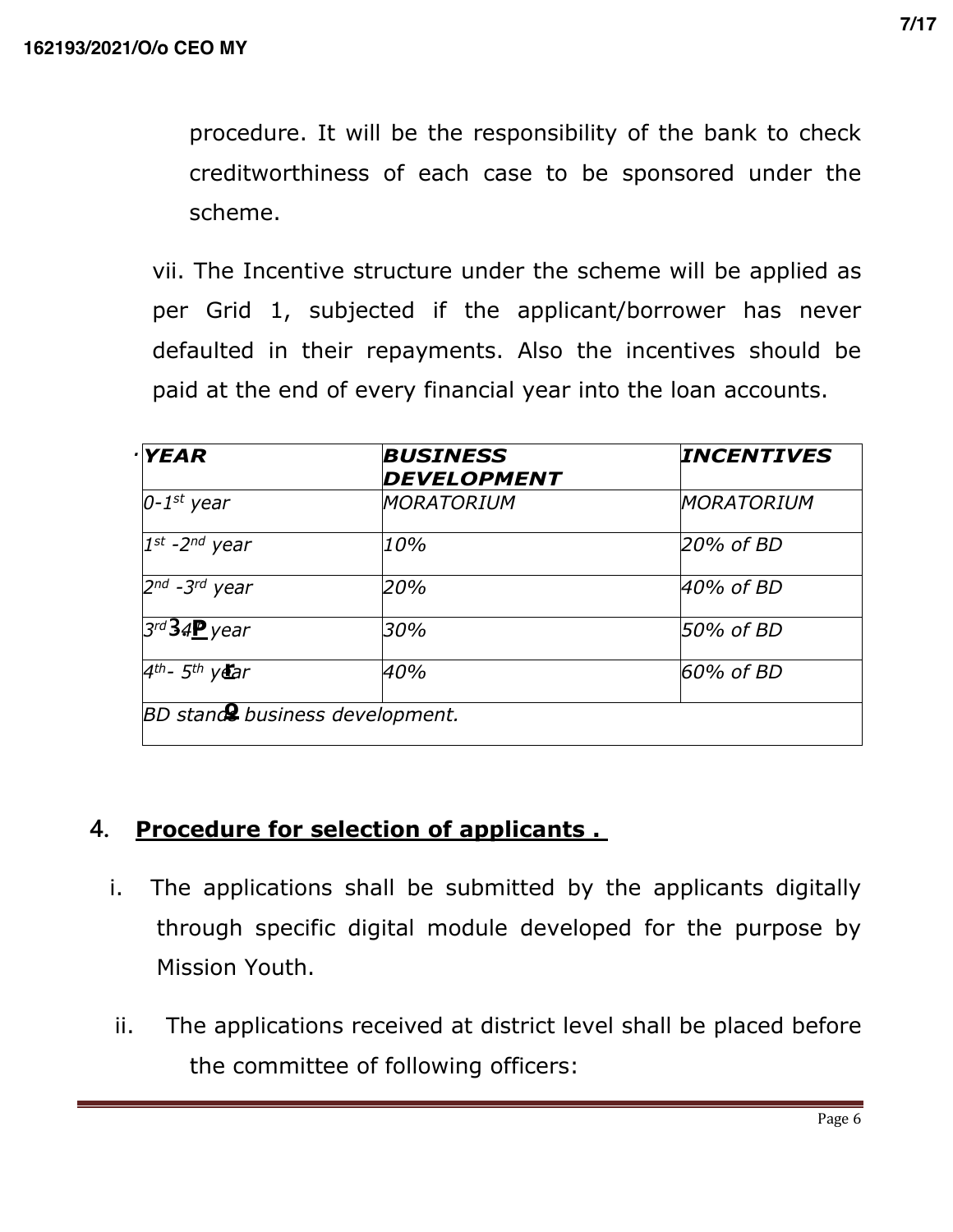procedure. It will be the responsibility of the bank to check creditworthiness of each case to be sponsored under the scheme.

vii. The Incentive structure under the scheme will be applied as per Grid 1, subjected if the applicant/borrower has never defaulted in their repayments. Also the incentives should be paid at the end of every financial year into the loan accounts.

| ***YEAR*** | ***BUSINESS DEVELOPMENT*** | ***INCENTIVES*** |
|---|---|---|
| *0-1st year* | *MORATORIUM* | *MORATORIUM* |
| *1st -2nd year* | *10%* | *20% of BD* |
| *2nd -3rd year* | *20%* | *40% of BD* |
| *3rd -4th year* | *30%* | *50% of BD* |
| *4th- 5th year* | *40%* | *60% of BD* |
| *BD stands business development.* | | |

## 4. **Procedure for selection of applicants .**

i. The applications shall be submitted by the applicants digitally through specific digital module developed for the purpose by Mission Youth.

ii. The applications received at district level shall be placed before the committee of following officers: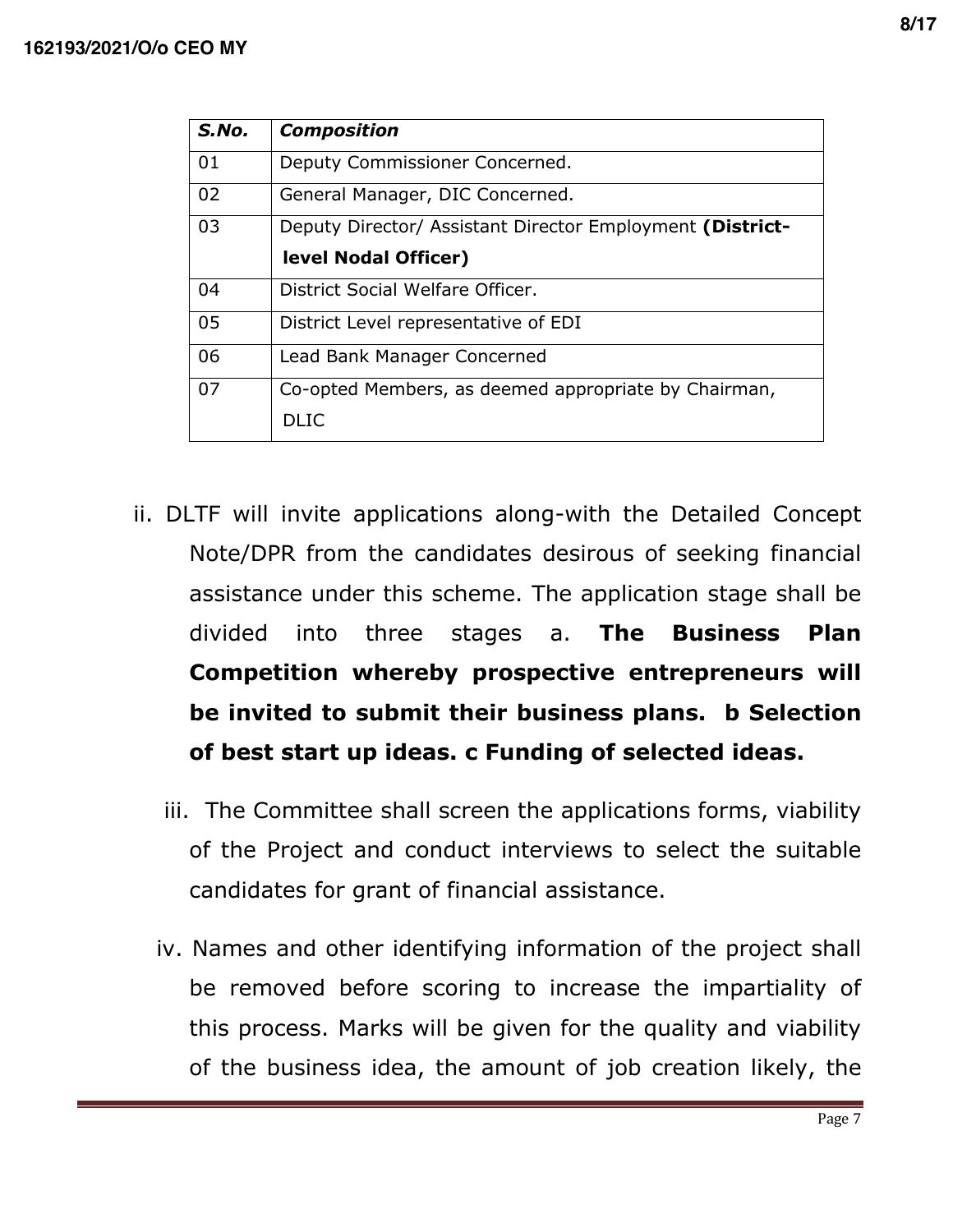| *S.No.* | *Composition* |
|---|---|
| 01 | Deputy Commissioner Concerned. |
| 02 | General Manager, DIC Concerned. |
| 03 | Deputy Director/ Assistant Director Employment **(District-level Nodal Officer)** |
| 04 | District Social Welfare Officer. |
| 05 | District Level representative of EDI |
| 06 | Lead Bank Manager Concerned |
| 07 | Co-opted Members, as deemed appropriate by Chairman, DLIC |

ii. DLTF will invite applications along-with the Detailed Concept Note/DPR from the candidates desirous of seeking financial assistance under this scheme. The application stage shall be divided into three stages a. **The Business Plan Competition whereby prospective entrepreneurs will be invited to submit their business plans. b Selection of best start up ideas. c Funding of selected ideas.**

iii. The Committee shall screen the applications forms, viability of the Project and conduct interviews to select the suitable candidates for grant of financial assistance.

iv. Names and other identifying information of the project shall be removed before scoring to increase the impartiality of this process. Marks will be given for the quality and viability of the business idea, the amount of job creation likely, the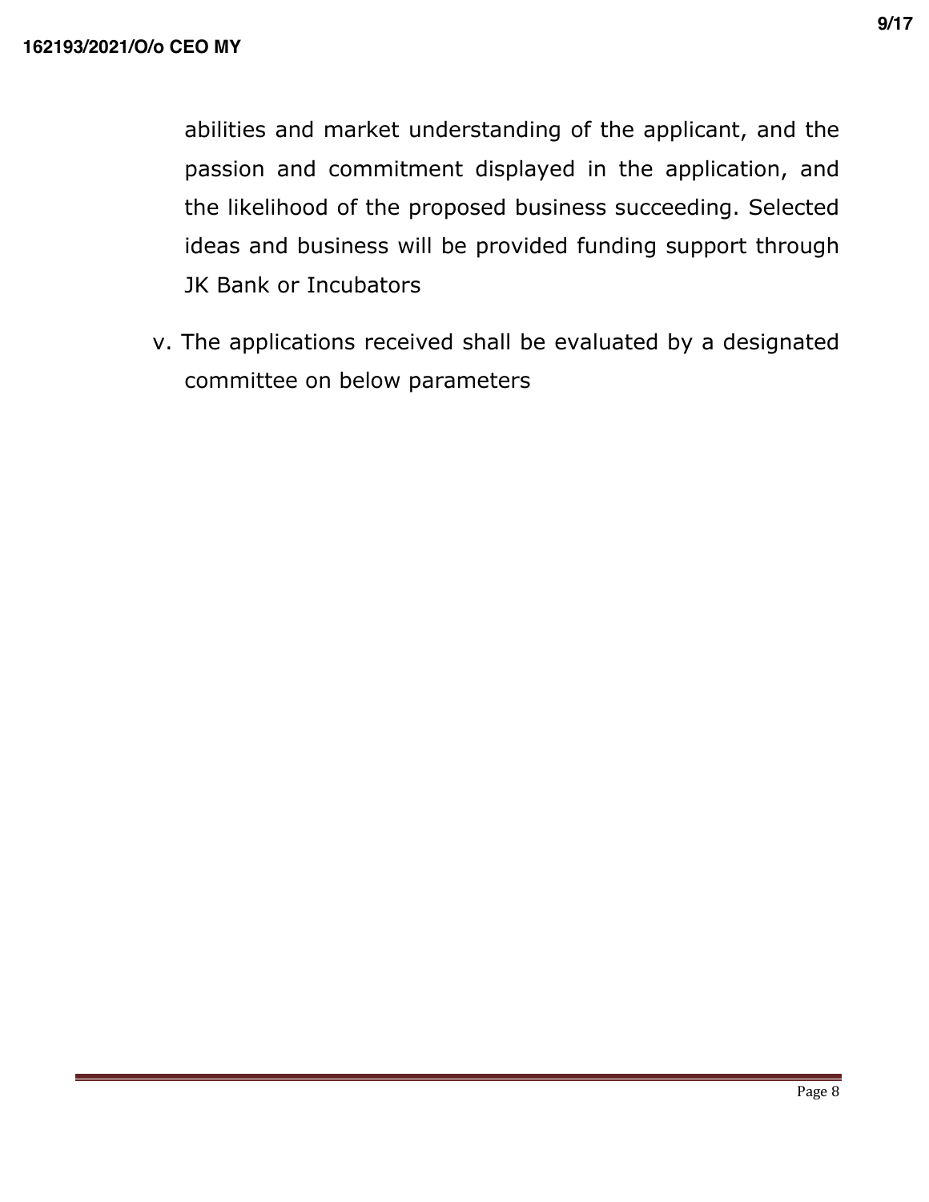abilities and market understanding of the applicant, and the passion and commitment displayed in the application, and the likelihood of the proposed business succeeding. Selected ideas and business will be provided funding support through JK Bank or Incubators

v. The applications received shall be evaluated by a designated committee on below parameters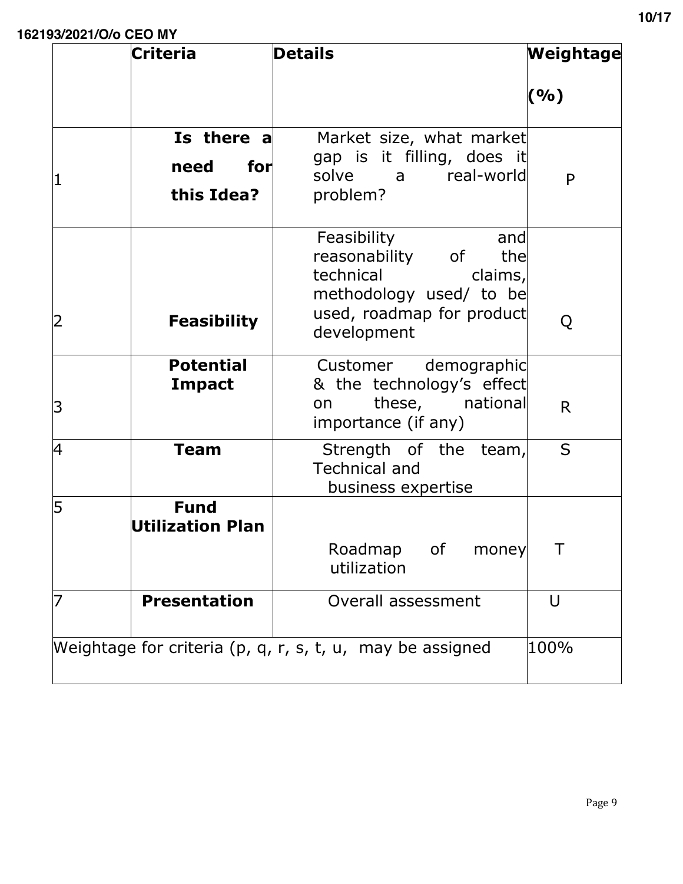| | Criteria | Details | Weightage (%) |
|---|---|---|---|
| 1 | **Is there a need for this Idea?** | Market size, what market gap is it filling, does it solve a real-world problem? | P |
| 2 | **Feasibility** | Feasibility and reasonability of the technical claims, methodology used/ to be used, roadmap for product development | Q |
| 3 | **Potential Impact** | Customer demographic & the technology's effect on these, national importance (if any) | R |
| 4 | **Team** | Strength of the team, Technical and business expertise | S |
| 5 | **Fund Utilization Plan** | Roadmap of money utilization | T |
| 7 | **Presentation** | Overall assessment | U |
| Weightage for criteria (p, q, r, s, t, u, may be assigned | | | 100% |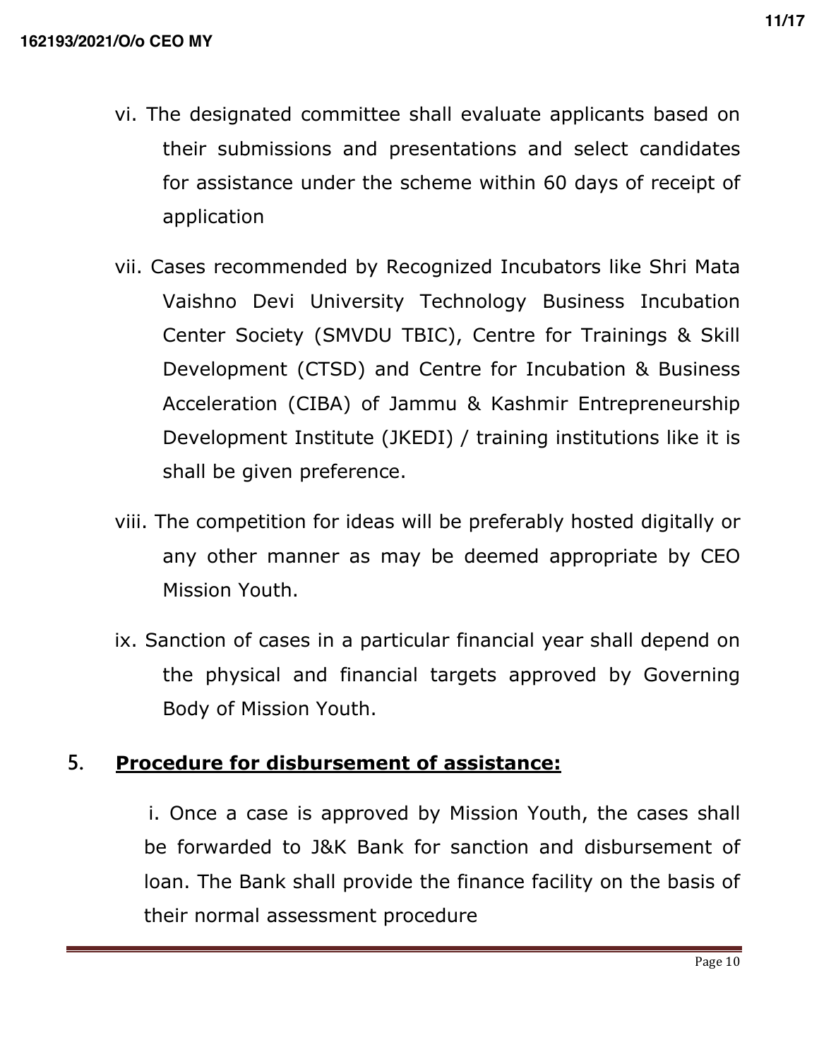vi. The designated committee shall evaluate applicants based on their submissions and presentations and select candidates for assistance under the scheme within 60 days of receipt of application

vii. Cases recommended by Recognized Incubators like Shri Mata Vaishno Devi University Technology Business Incubation Center Society (SMVDU TBIC), Centre for Trainings & Skill Development (CTSD) and Centre for Incubation & Business Acceleration (CIBA) of Jammu & Kashmir Entrepreneurship Development Institute (JKEDI) / training institutions like it is shall be given preference.

viii. The competition for ideas will be preferably hosted digitally or any other manner as may be deemed appropriate by CEO Mission Youth.

ix. Sanction of cases in a particular financial year shall depend on the physical and financial targets approved by Governing Body of Mission Youth.

## 5. **Procedure for disbursement of assistance:**

i. Once a case is approved by Mission Youth, the cases shall be forwarded to J&K Bank for sanction and disbursement of loan. The Bank shall provide the finance facility on the basis of their normal assessment procedure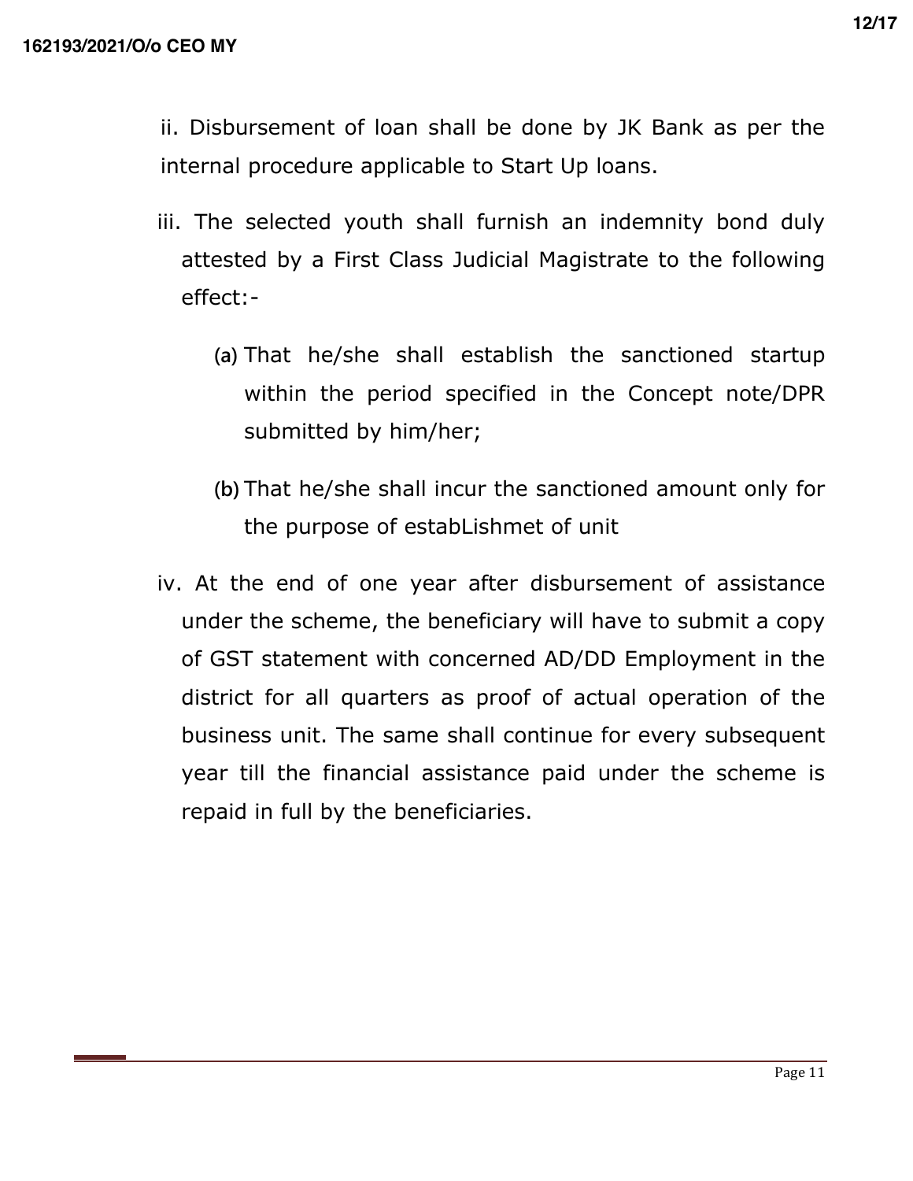ii. Disbursement of loan shall be done by JK Bank as per the internal procedure applicable to Start Up loans.

iii. The selected youth shall furnish an indemnity bond duly attested by a First Class Judicial Magistrate to the following effect:-

  (a) That he/she shall establish the sanctioned startup within the period specified in the Concept note/DPR submitted by him/her;

  (b) That he/she shall incur the sanctioned amount only for the purpose of estabLishmet of unit

iv. At the end of one year after disbursement of assistance under the scheme, the beneficiary will have to submit a copy of GST statement with concerned AD/DD Employment in the district for all quarters as proof of actual operation of the business unit. The same shall continue for every subsequent year till the financial assistance paid under the scheme is repaid in full by the beneficiaries.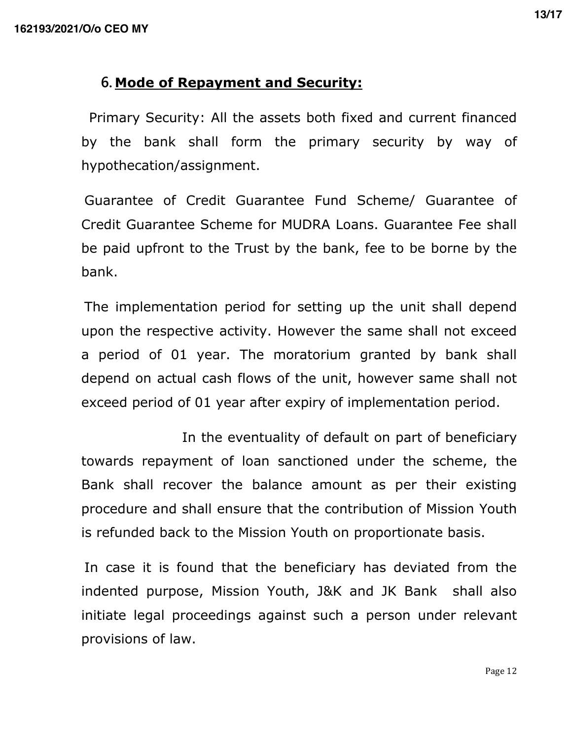## 6. Mode of Repayment and Security:

Primary Security: All the assets both fixed and current financed by the bank shall form the primary security by way of hypothecation/assignment.

Guarantee of Credit Guarantee Fund Scheme/ Guarantee of Credit Guarantee Scheme for MUDRA Loans. Guarantee Fee shall be paid upfront to the Trust by the bank, fee to be borne by the bank.

The implementation period for setting up the unit shall depend upon the respective activity. However the same shall not exceed a period of 01 year. The moratorium granted by bank shall depend on actual cash flows of the unit, however same shall not exceed period of 01 year after expiry of implementation period.

In the eventuality of default on part of beneficiary towards repayment of loan sanctioned under the scheme, the Bank shall recover the balance amount as per their existing procedure and shall ensure that the contribution of Mission Youth is refunded back to the Mission Youth on proportionate basis.

In case it is found that the beneficiary has deviated from the indented purpose, Mission Youth, J&K and JK Bank shall also initiate legal proceedings against such a person under relevant provisions of law.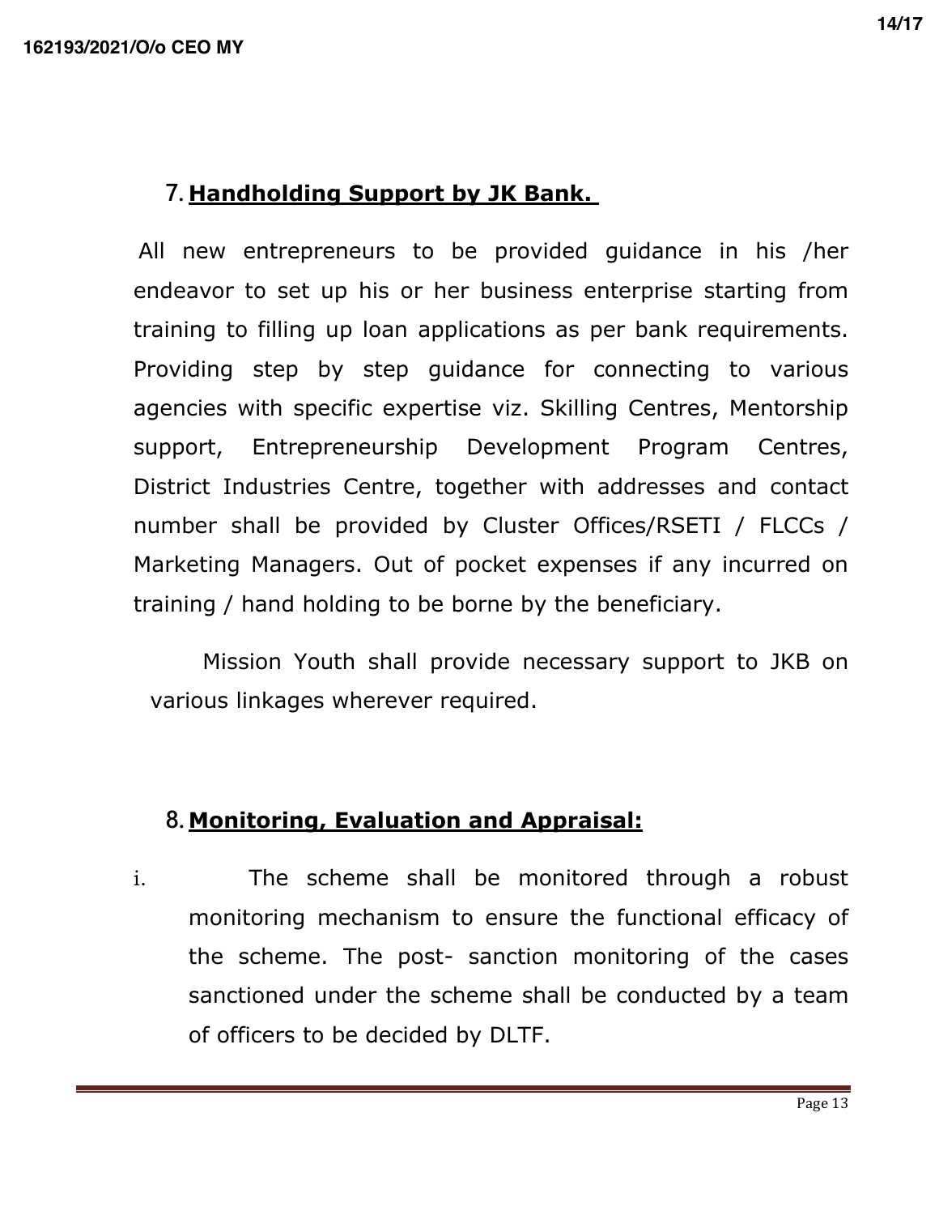## 7. **Handholding Support by JK Bank.**

All new entrepreneurs to be provided guidance in his /her endeavor to set up his or her business enterprise starting from training to filling up loan applications as per bank requirements. Providing step by step guidance for connecting to various agencies with specific expertise viz. Skilling Centres, Mentorship support, Entrepreneurship Development Program Centres, District Industries Centre, together with addresses and contact number shall be provided by Cluster Offices/RSETI / FLCCs / Marketing Managers. Out of pocket expenses if any incurred on training / hand holding to be borne by the beneficiary.

Mission Youth shall provide necessary support to JKB on various linkages wherever required.

## 8. **Monitoring, Evaluation and Appraisal:**

i. The scheme shall be monitored through a robust monitoring mechanism to ensure the functional efficacy of the scheme. The post- sanction monitoring of the cases sanctioned under the scheme shall be conducted by a team of officers to be decided by DLTF.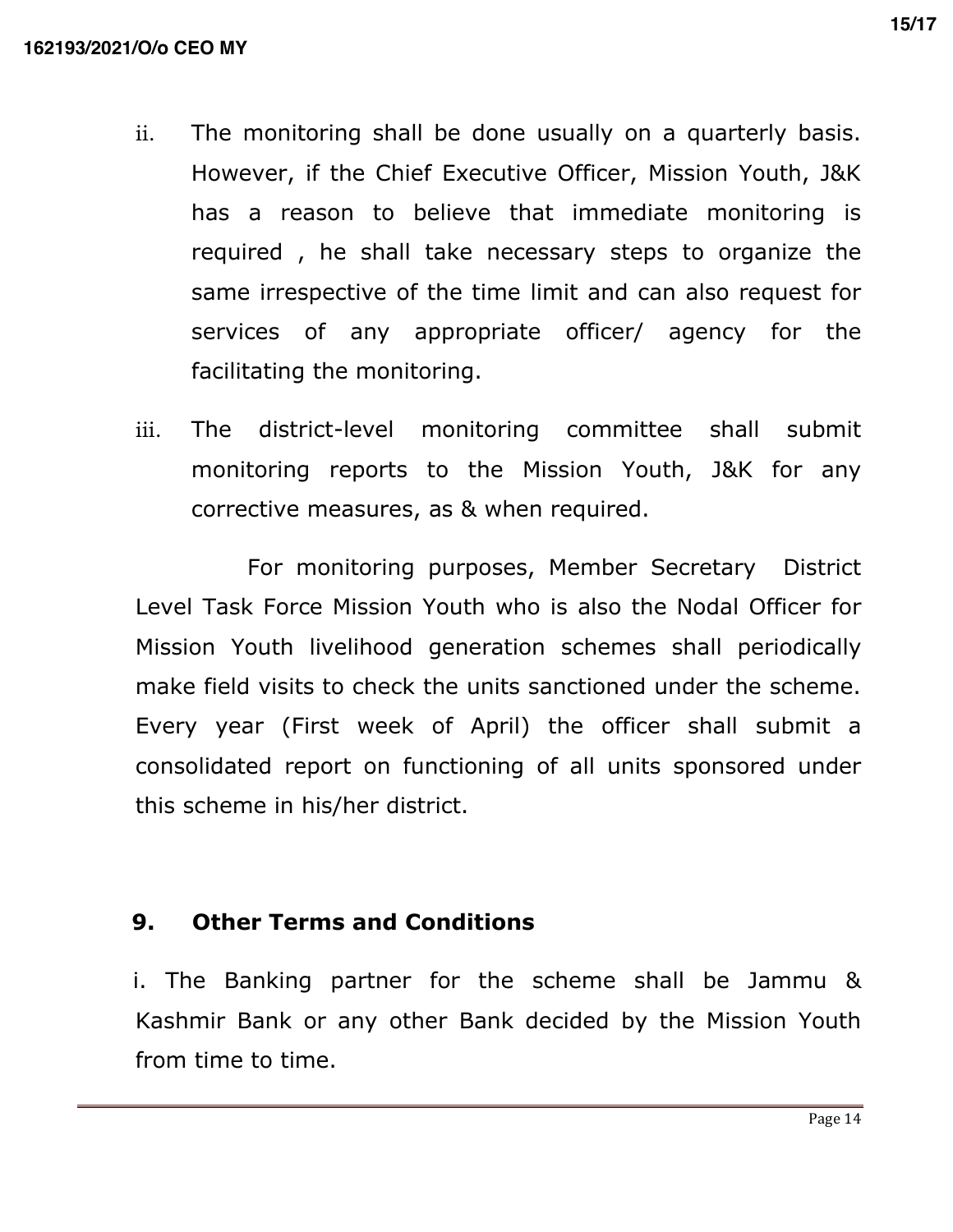ii. The monitoring shall be done usually on a quarterly basis. However, if the Chief Executive Officer, Mission Youth, J&K has a reason to believe that immediate monitoring is required , he shall take necessary steps to organize the same irrespective of the time limit and can also request for services of any appropriate officer/ agency for the facilitating the monitoring.

iii. The district-level monitoring committee shall submit monitoring reports to the Mission Youth, J&K for any corrective measures, as & when required.

For monitoring purposes, Member Secretary District Level Task Force Mission Youth who is also the Nodal Officer for Mission Youth livelihood generation schemes shall periodically make field visits to check the units sanctioned under the scheme. Every year (First week of April) the officer shall submit a consolidated report on functioning of all units sponsored under this scheme in his/her district.

## 9. Other Terms and Conditions

i. The Banking partner for the scheme shall be Jammu & Kashmir Bank or any other Bank decided by the Mission Youth from time to time.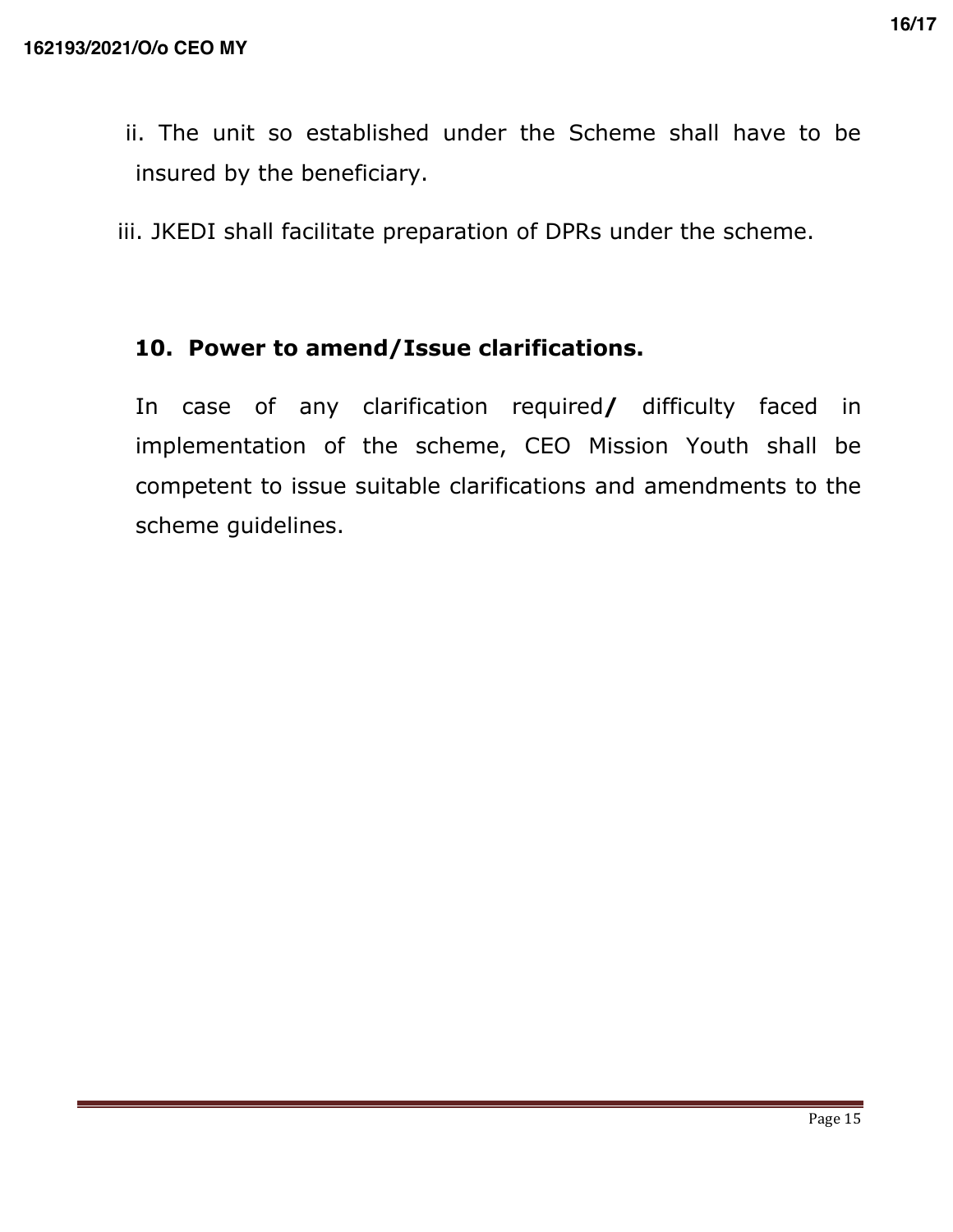ii. The unit so established under the Scheme shall have to be insured by the beneficiary.

iii. JKEDI shall facilitate preparation of DPRs under the scheme.

## 10. Power to amend/Issue clarifications.

In case of any clarification required**/** difficulty faced in implementation of the scheme, CEO Mission Youth shall be competent to issue suitable clarifications and amendments to the scheme guidelines.